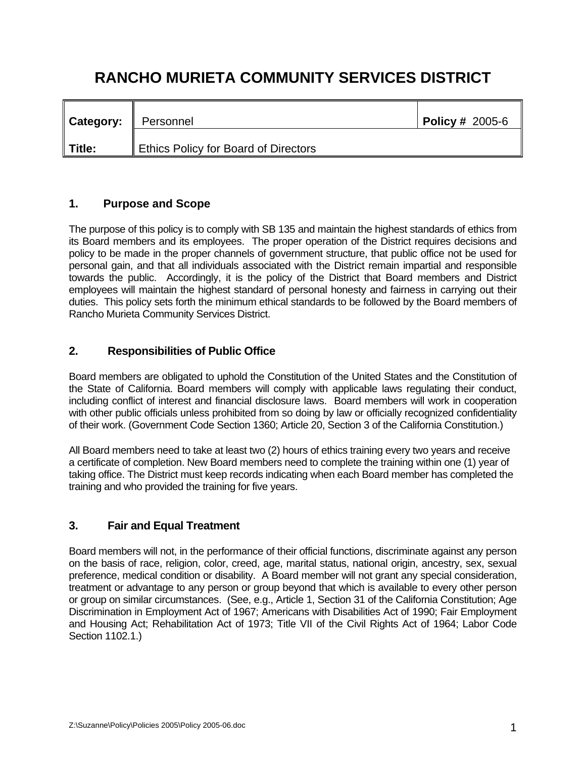# RANCHO MURIETA COMMUNITY SERVICES DISTRICT

| Category: | Personnel | Policy # 2005-6 |
|---|---|---|
| Title: | Ethics Policy for Board of Directors | |

## 1. Purpose and Scope

The purpose of this policy is to comply with SB 135 and maintain the highest standards of ethics from its Board members and its employees. The proper operation of the District requires decisions and policy to be made in the proper channels of government structure, that public office not be used for personal gain, and that all individuals associated with the District remain impartial and responsible towards the public. Accordingly, it is the policy of the District that Board members and District employees will maintain the highest standard of personal honesty and fairness in carrying out their duties. This policy sets forth the minimum ethical standards to be followed by the Board members of Rancho Murieta Community Services District.

## 2. Responsibilities of Public Office

Board members are obligated to uphold the Constitution of the United States and the Constitution of the State of California. Board members will comply with applicable laws regulating their conduct, including conflict of interest and financial disclosure laws. Board members will work in cooperation with other public officials unless prohibited from so doing by law or officially recognized confidentiality of their work. (Government Code Section 1360; Article 20, Section 3 of the California Constitution.)

All Board members need to take at least two (2) hours of ethics training every two years and receive a certificate of completion. New Board members need to complete the training within one (1) year of taking office. The District must keep records indicating when each Board member has completed the training and who provided the training for five years.

## 3. Fair and Equal Treatment

Board members will not, in the performance of their official functions, discriminate against any person on the basis of race, religion, color, creed, age, marital status, national origin, ancestry, sex, sexual preference, medical condition or disability. A Board member will not grant any special consideration, treatment or advantage to any person or group beyond that which is available to every other person or group on similar circumstances. (See, e.g., Article 1, Section 31 of the California Constitution; Age Discrimination in Employment Act of 1967; Americans with Disabilities Act of 1990; Fair Employment and Housing Act; Rehabilitation Act of 1973; Title VII of the Civil Rights Act of 1964; Labor Code Section 1102.1.)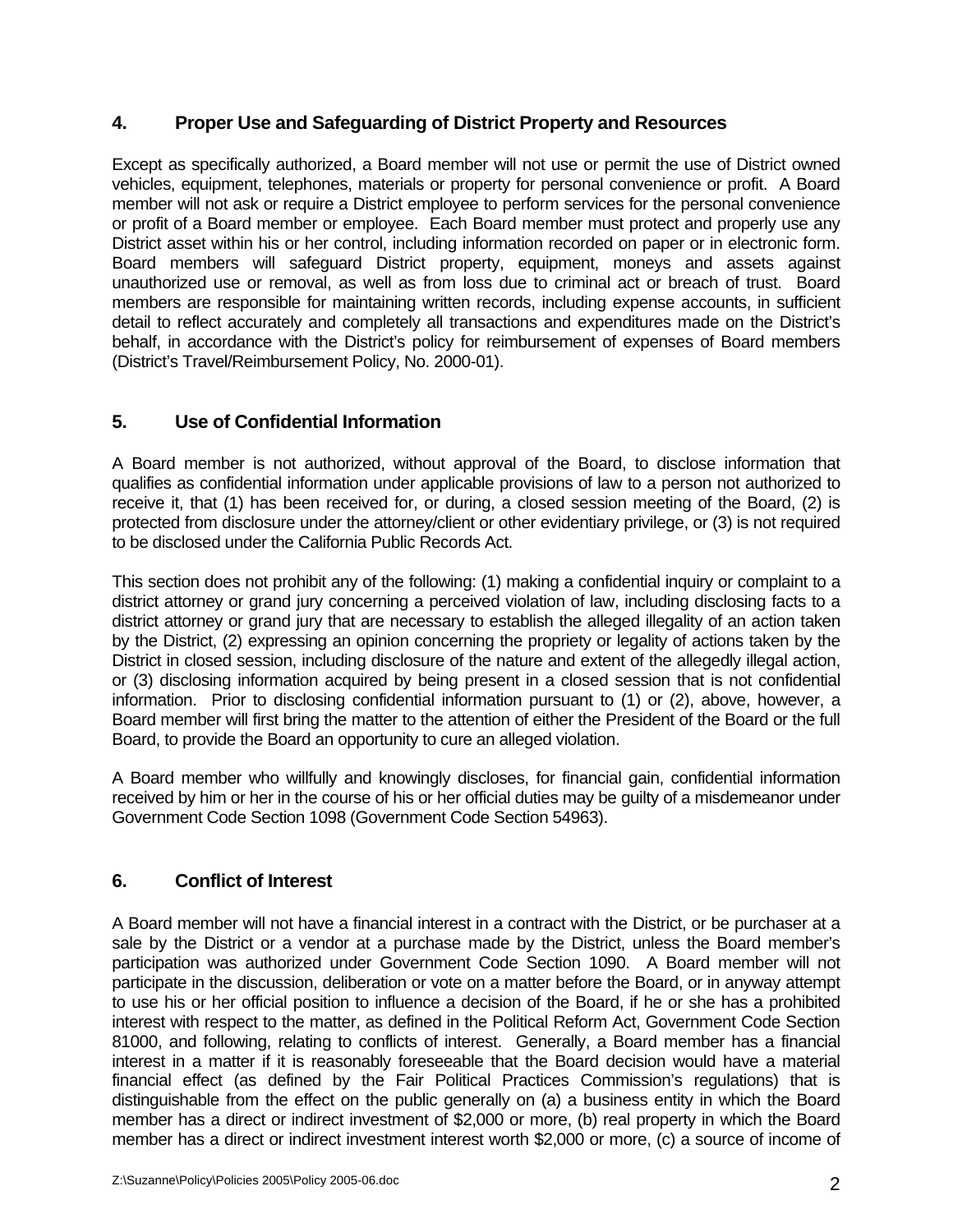## 4. Proper Use and Safeguarding of District Property and Resources

Except as specifically authorized, a Board member will not use or permit the use of District owned vehicles, equipment, telephones, materials or property for personal convenience or profit. A Board member will not ask or require a District employee to perform services for the personal convenience or profit of a Board member or employee. Each Board member must protect and properly use any District asset within his or her control, including information recorded on paper or in electronic form. Board members will safeguard District property, equipment, moneys and assets against unauthorized use or removal, as well as from loss due to criminal act or breach of trust. Board members are responsible for maintaining written records, including expense accounts, in sufficient detail to reflect accurately and completely all transactions and expenditures made on the District's behalf, in accordance with the District's policy for reimbursement of expenses of Board members (District's Travel/Reimbursement Policy, No. 2000-01).

## 5. Use of Confidential Information

A Board member is not authorized, without approval of the Board, to disclose information that qualifies as confidential information under applicable provisions of law to a person not authorized to receive it, that (1) has been received for, or during, a closed session meeting of the Board, (2) is protected from disclosure under the attorney/client or other evidentiary privilege, or (3) is not required to be disclosed under the California Public Records Act.

This section does not prohibit any of the following: (1) making a confidential inquiry or complaint to a district attorney or grand jury concerning a perceived violation of law, including disclosing facts to a district attorney or grand jury that are necessary to establish the alleged illegality of an action taken by the District, (2) expressing an opinion concerning the propriety or legality of actions taken by the District in closed session, including disclosure of the nature and extent of the allegedly illegal action, or (3) disclosing information acquired by being present in a closed session that is not confidential information. Prior to disclosing confidential information pursuant to (1) or (2), above, however, a Board member will first bring the matter to the attention of either the President of the Board or the full Board, to provide the Board an opportunity to cure an alleged violation.

A Board member who willfully and knowingly discloses, for financial gain, confidential information received by him or her in the course of his or her official duties may be guilty of a misdemeanor under Government Code Section 1098 (Government Code Section 54963).

## 6. Conflict of Interest

A Board member will not have a financial interest in a contract with the District, or be purchaser at a sale by the District or a vendor at a purchase made by the District, unless the Board member's participation was authorized under Government Code Section 1090. A Board member will not participate in the discussion, deliberation or vote on a matter before the Board, or in anyway attempt to use his or her official position to influence a decision of the Board, if he or she has a prohibited interest with respect to the matter, as defined in the Political Reform Act, Government Code Section 81000, and following, relating to conflicts of interest. Generally, a Board member has a financial interest in a matter if it is reasonably foreseeable that the Board decision would have a material financial effect (as defined by the Fair Political Practices Commission's regulations) that is distinguishable from the effect on the public generally on (a) a business entity in which the Board member has a direct or indirect investment of $2,000 or more, (b) real property in which the Board member has a direct or indirect investment interest worth $2,000 or more, (c) a source of income of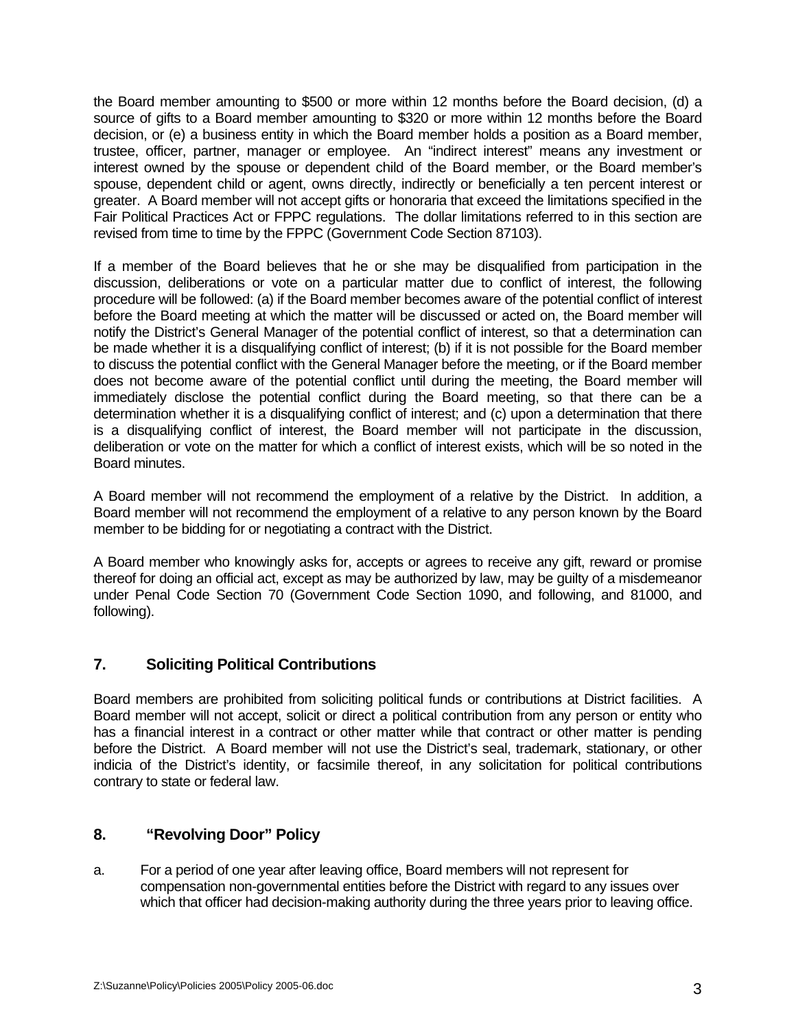the Board member amounting to $500 or more within 12 months before the Board decision, (d) a source of gifts to a Board member amounting to $320 or more within 12 months before the Board decision, or (e) a business entity in which the Board member holds a position as a Board member, trustee, officer, partner, manager or employee. An "indirect interest" means any investment or interest owned by the spouse or dependent child of the Board member, or the Board member's spouse, dependent child or agent, owns directly, indirectly or beneficially a ten percent interest or greater. A Board member will not accept gifts or honoraria that exceed the limitations specified in the Fair Political Practices Act or FPPC regulations. The dollar limitations referred to in this section are revised from time to time by the FPPC (Government Code Section 87103).

If a member of the Board believes that he or she may be disqualified from participation in the discussion, deliberations or vote on a particular matter due to conflict of interest, the following procedure will be followed: (a) if the Board member becomes aware of the potential conflict of interest before the Board meeting at which the matter will be discussed or acted on, the Board member will notify the District's General Manager of the potential conflict of interest, so that a determination can be made whether it is a disqualifying conflict of interest; (b) if it is not possible for the Board member to discuss the potential conflict with the General Manager before the meeting, or if the Board member does not become aware of the potential conflict until during the meeting, the Board member will immediately disclose the potential conflict during the Board meeting, so that there can be a determination whether it is a disqualifying conflict of interest; and (c) upon a determination that there is a disqualifying conflict of interest, the Board member will not participate in the discussion, deliberation or vote on the matter for which a conflict of interest exists, which will be so noted in the Board minutes.

A Board member will not recommend the employment of a relative by the District. In addition, a Board member will not recommend the employment of a relative to any person known by the Board member to be bidding for or negotiating a contract with the District.

A Board member who knowingly asks for, accepts or agrees to receive any gift, reward or promise thereof for doing an official act, except as may be authorized by law, may be guilty of a misdemeanor under Penal Code Section 70 (Government Code Section 1090, and following, and 81000, and following).

## 7. Soliciting Political Contributions

Board members are prohibited from soliciting political funds or contributions at District facilities. A Board member will not accept, solicit or direct a political contribution from any person or entity who has a financial interest in a contract or other matter while that contract or other matter is pending before the District. A Board member will not use the District's seal, trademark, stationary, or other indicia of the District's identity, or facsimile thereof, in any solicitation for political contributions contrary to state or federal law.

## 8. "Revolving Door" Policy

a. For a period of one year after leaving office, Board members will not represent for compensation non-governmental entities before the District with regard to any issues over which that officer had decision-making authority during the three years prior to leaving office.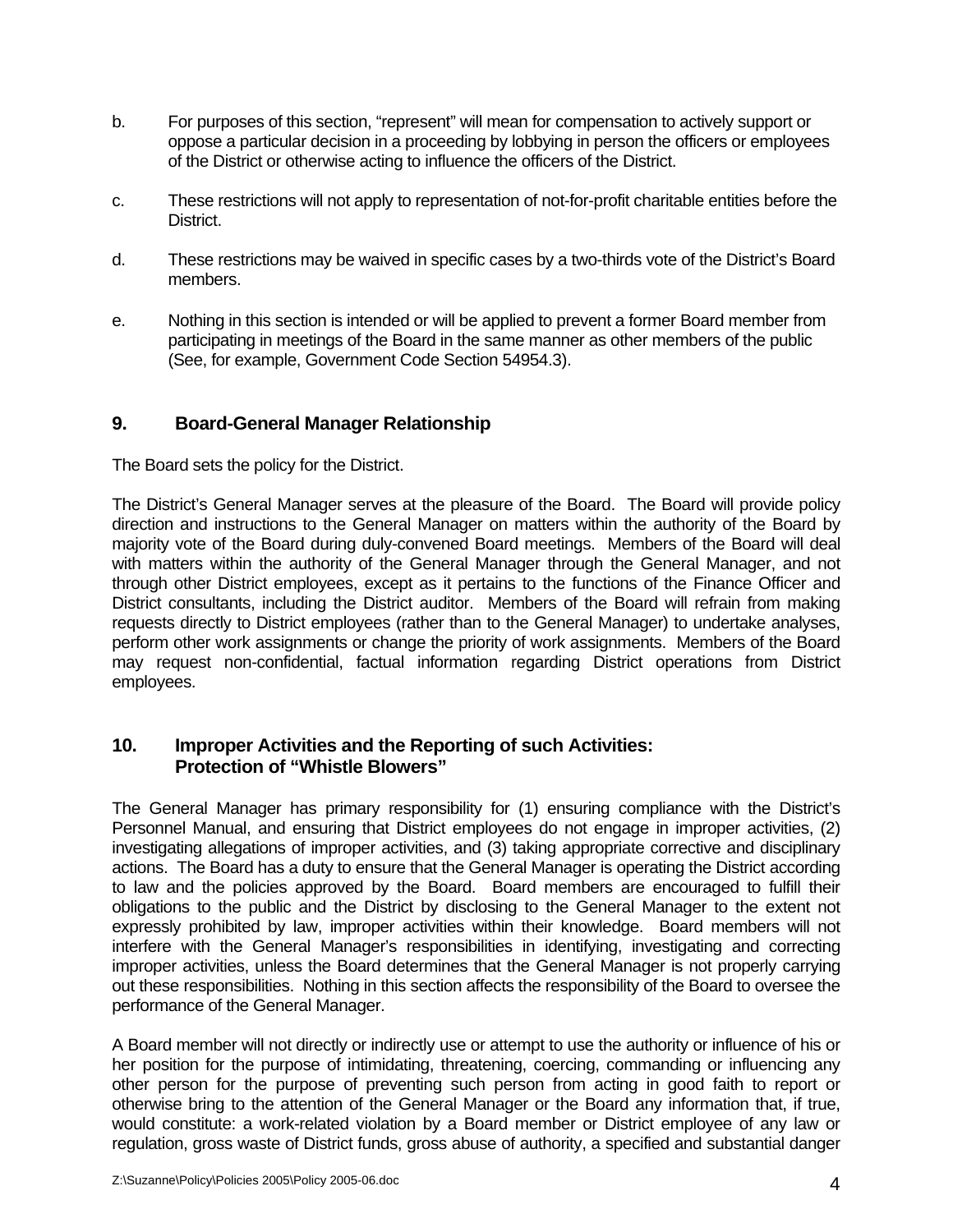b. For purposes of this section, “represent” will mean for compensation to actively support or oppose a particular decision in a proceeding by lobbying in person the officers or employees of the District or otherwise acting to influence the officers of the District.

c. These restrictions will not apply to representation of not-for-profit charitable entities before the District.

d. These restrictions may be waived in specific cases by a two-thirds vote of the District’s Board members.

e. Nothing in this section is intended or will be applied to prevent a former Board member from participating in meetings of the Board in the same manner as other members of the public (See, for example, Government Code Section 54954.3).

## 9. Board-General Manager Relationship

The Board sets the policy for the District.

The District’s General Manager serves at the pleasure of the Board. The Board will provide policy direction and instructions to the General Manager on matters within the authority of the Board by majority vote of the Board during duly-convened Board meetings. Members of the Board will deal with matters within the authority of the General Manager through the General Manager, and not through other District employees, except as it pertains to the functions of the Finance Officer and District consultants, including the District auditor. Members of the Board will refrain from making requests directly to District employees (rather than to the General Manager) to undertake analyses, perform other work assignments or change the priority of work assignments. Members of the Board may request non-confidential, factual information regarding District operations from District employees.

## 10. Improper Activities and the Reporting of such Activities: Protection of “Whistle Blowers”

The General Manager has primary responsibility for (1) ensuring compliance with the District’s Personnel Manual, and ensuring that District employees do not engage in improper activities, (2) investigating allegations of improper activities, and (3) taking appropriate corrective and disciplinary actions. The Board has a duty to ensure that the General Manager is operating the District according to law and the policies approved by the Board. Board members are encouraged to fulfill their obligations to the public and the District by disclosing to the General Manager to the extent not expressly prohibited by law, improper activities within their knowledge. Board members will not interfere with the General Manager’s responsibilities in identifying, investigating and correcting improper activities, unless the Board determines that the General Manager is not properly carrying out these responsibilities. Nothing in this section affects the responsibility of the Board to oversee the performance of the General Manager.

A Board member will not directly or indirectly use or attempt to use the authority or influence of his or her position for the purpose of intimidating, threatening, coercing, commanding or influencing any other person for the purpose of preventing such person from acting in good faith to report or otherwise bring to the attention of the General Manager or the Board any information that, if true, would constitute: a work-related violation by a Board member or District employee of any law or regulation, gross waste of District funds, gross abuse of authority, a specified and substantial danger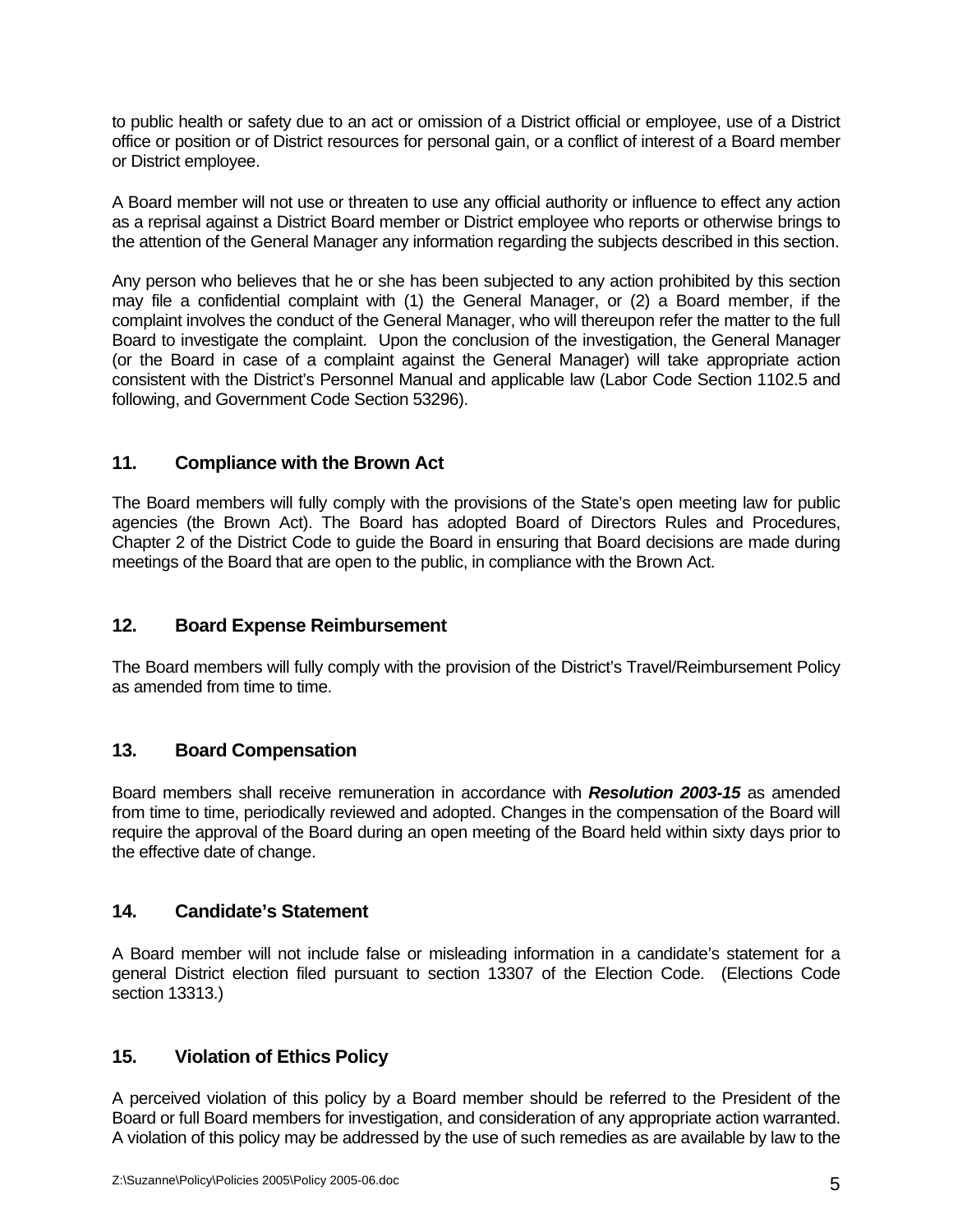to public health or safety due to an act or omission of a District official or employee, use of a District office or position or of District resources for personal gain, or a conflict of interest of a Board member or District employee.

A Board member will not use or threaten to use any official authority or influence to effect any action as a reprisal against a District Board member or District employee who reports or otherwise brings to the attention of the General Manager any information regarding the subjects described in this section.

Any person who believes that he or she has been subjected to any action prohibited by this section may file a confidential complaint with (1) the General Manager, or (2) a Board member, if the complaint involves the conduct of the General Manager, who will thereupon refer the matter to the full Board to investigate the complaint. Upon the conclusion of the investigation, the General Manager (or the Board in case of a complaint against the General Manager) will take appropriate action consistent with the District's Personnel Manual and applicable law (Labor Code Section 1102.5 and following, and Government Code Section 53296).

## 11. Compliance with the Brown Act

The Board members will fully comply with the provisions of the State's open meeting law for public agencies (the Brown Act). The Board has adopted Board of Directors Rules and Procedures, Chapter 2 of the District Code to guide the Board in ensuring that Board decisions are made during meetings of the Board that are open to the public, in compliance with the Brown Act.

## 12. Board Expense Reimbursement

The Board members will fully comply with the provision of the District's Travel/Reimbursement Policy as amended from time to time.

## 13. Board Compensation

Board members shall receive remuneration in accordance with ***Resolution 2003-15*** as amended from time to time, periodically reviewed and adopted. Changes in the compensation of the Board will require the approval of the Board during an open meeting of the Board held within sixty days prior to the effective date of change.

## 14. Candidate's Statement

A Board member will not include false or misleading information in a candidate's statement for a general District election filed pursuant to section 13307 of the Election Code. (Elections Code section 13313.)

## 15. Violation of Ethics Policy

A perceived violation of this policy by a Board member should be referred to the President of the Board or full Board members for investigation, and consideration of any appropriate action warranted. A violation of this policy may be addressed by the use of such remedies as are available by law to the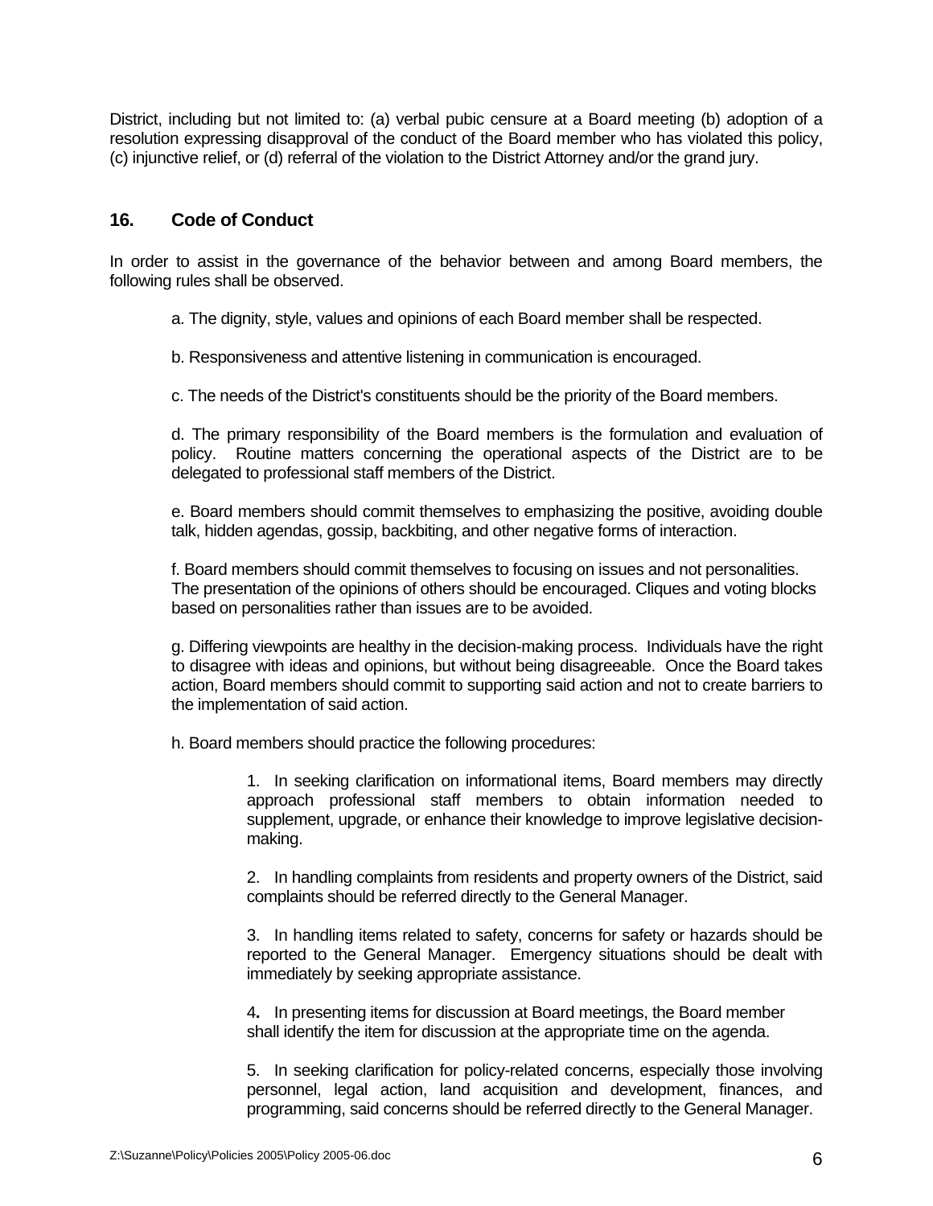District, including but not limited to: (a) verbal pubic censure at a Board meeting (b) adoption of a resolution expressing disapproval of the conduct of the Board member who has violated this policy, (c) injunctive relief, or (d) referral of the violation to the District Attorney and/or the grand jury.

## 16. Code of Conduct

In order to assist in the governance of the behavior between and among Board members, the following rules shall be observed.

a. The dignity, style, values and opinions of each Board member shall be respected.

b. Responsiveness and attentive listening in communication is encouraged.

c. The needs of the District's constituents should be the priority of the Board members.

d. The primary responsibility of the Board members is the formulation and evaluation of policy. Routine matters concerning the operational aspects of the District are to be delegated to professional staff members of the District.

e. Board members should commit themselves to emphasizing the positive, avoiding double talk, hidden agendas, gossip, backbiting, and other negative forms of interaction.

f. Board members should commit themselves to focusing on issues and not personalities. The presentation of the opinions of others should be encouraged. Cliques and voting blocks based on personalities rather than issues are to be avoided.

g. Differing viewpoints are healthy in the decision-making process. Individuals have the right to disagree with ideas and opinions, but without being disagreeable. Once the Board takes action, Board members should commit to supporting said action and not to create barriers to the implementation of said action.

h. Board members should practice the following procedures:

1. In seeking clarification on informational items, Board members may directly approach professional staff members to obtain information needed to supplement, upgrade, or enhance their knowledge to improve legislative decision-making.

2. In handling complaints from residents and property owners of the District, said complaints should be referred directly to the General Manager.

3. In handling items related to safety, concerns for safety or hazards should be reported to the General Manager. Emergency situations should be dealt with immediately by seeking appropriate assistance.

4. In presenting items for discussion at Board meetings, the Board member shall identify the item for discussion at the appropriate time on the agenda.

5. In seeking clarification for policy-related concerns, especially those involving personnel, legal action, land acquisition and development, finances, and programming, said concerns should be referred directly to the General Manager.

Z:\Suzanne\Policy\Policies 2005\Policy 2005-06.doc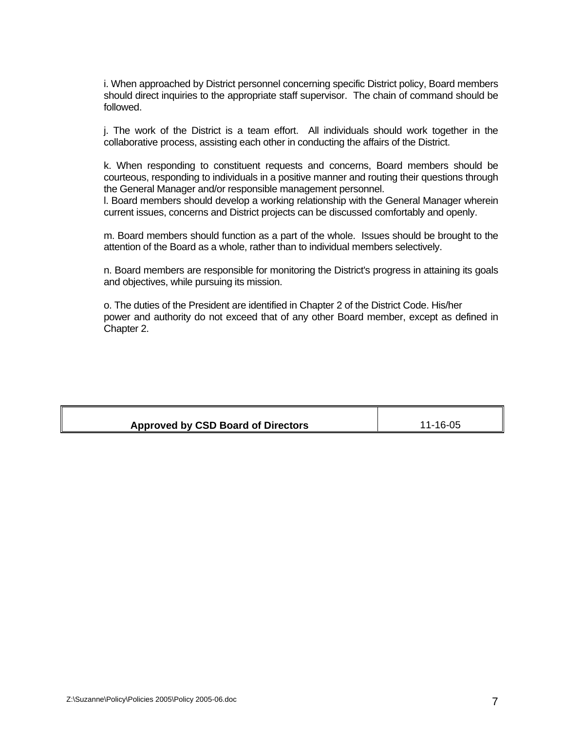i. When approached by District personnel concerning specific District policy, Board members should direct inquiries to the appropriate staff supervisor. The chain of command should be followed.

j. The work of the District is a team effort. All individuals should work together in the collaborative process, assisting each other in conducting the affairs of the District.

k. When responding to constituent requests and concerns, Board members should be courteous, responding to individuals in a positive manner and routing their questions through the General Manager and/or responsible management personnel.

l. Board members should develop a working relationship with the General Manager wherein current issues, concerns and District projects can be discussed comfortably and openly.

m. Board members should function as a part of the whole. Issues should be brought to the attention of the Board as a whole, rather than to individual members selectively.

n. Board members are responsible for monitoring the District's progress in attaining its goals and objectives, while pursuing its mission.

o. The duties of the President are identified in Chapter 2 of the District Code. His/her power and authority do not exceed that of any other Board member, except as defined in Chapter 2.

| | |
|---|---|
| **Approved by CSD Board of Directors** | 11-16-05 |

Z:\Suzanne\Policy\Policies 2005\Policy 2005-06.doc